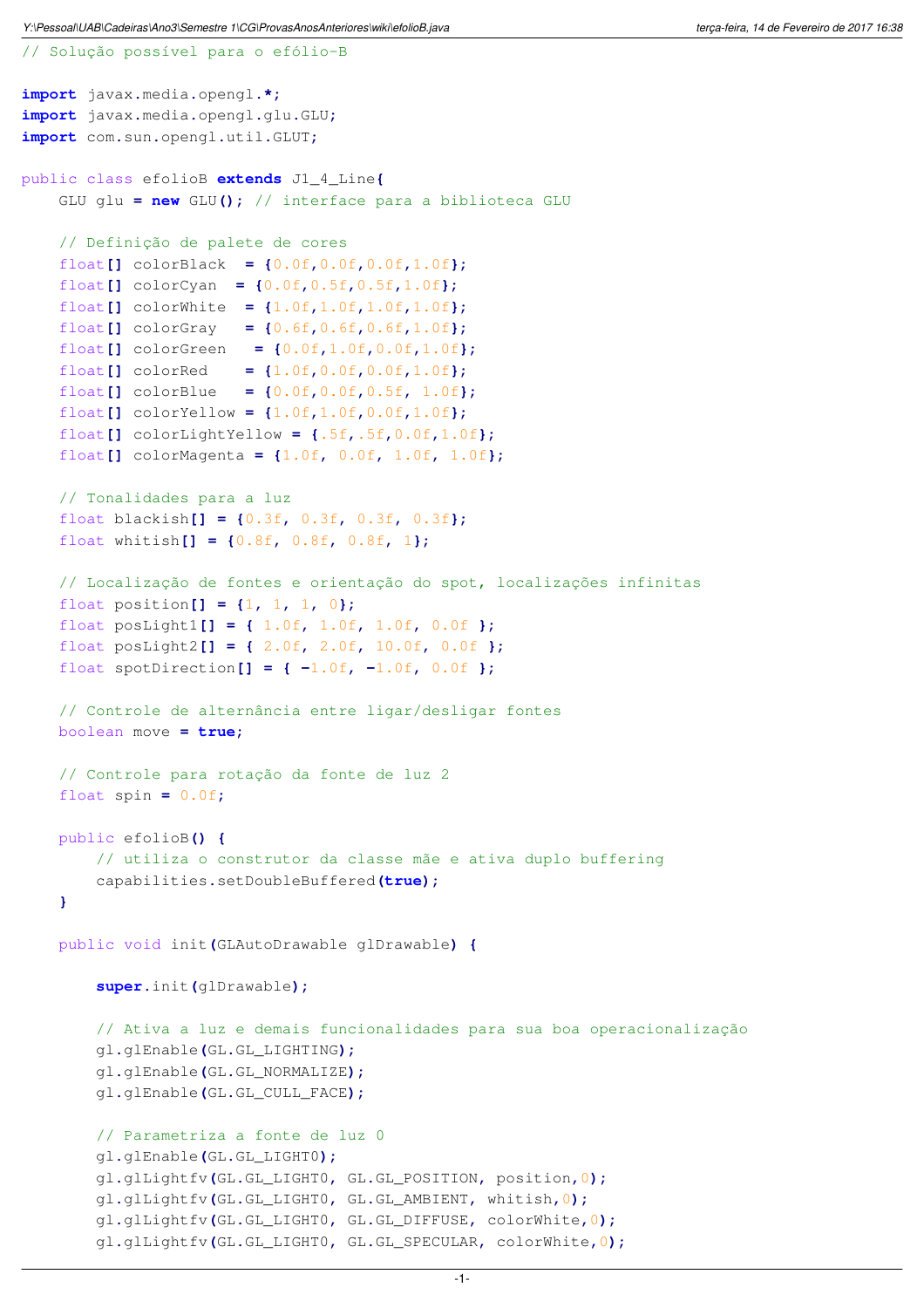```java
// Solução possível para o efólio-B

import javax.media.opengl.*;
import javax.media.opengl.glu.GLU;
import com.sun.opengl.util.GLUT;

public class efolioB extends J1_4_Line{
    GLU glu = new GLU(); // interface para a biblioteca GLU

    // Definição de palete de cores
    float[] colorBlack  = {0.0f,0.0f,0.0f,1.0f};
    float[] colorCyan  = {0.0f,0.5f,0.5f,1.0f};
    float[] colorWhite  = {1.0f,1.0f,1.0f,1.0f};
    float[] colorGray   = {0.6f,0.6f,0.6f,1.0f};
    float[] colorGreen   = {0.0f,1.0f,0.0f,1.0f};
    float[] colorRed    = {1.0f,0.0f,0.0f,1.0f};
    float[] colorBlue   = {0.0f,0.0f,0.5f, 1.0f};
    float[] colorYellow = {1.0f,1.0f,0.0f,1.0f};
    float[] colorLightYellow = {.5f,.5f,0.0f,1.0f};
    float[] colorMagenta = {1.0f, 0.0f, 1.0f, 1.0f};

    // Tonalidades para a luz
    float blackish[] = {0.3f, 0.3f, 0.3f, 0.3f};
    float whitish[] = {0.8f, 0.8f, 0.8f, 1};

    // Localização de fontes e orientação do spot, localizações infinitas
    float position[] = {1, 1, 1, 0};
    float posLight1[] = { 1.0f, 1.0f, 1.0f, 0.0f };
    float posLight2[] = { 2.0f, 2.0f, 10.0f, 0.0f };
    float spotDirection[] = { -1.0f, -1.0f, 0.0f };

    // Controle de alternância entre ligar/desligar fontes
    boolean move = true;

    // Controle para rotação da fonte de luz 2
    float spin = 0.0f;

    public efolioB() {
        // utiliza o construtor da classe mãe e ativa duplo buffering
        capabilities.setDoubleBuffered(true);
    }

    public void init(GLAutoDrawable glDrawable) {

        super.init(glDrawable);

        // Ativa a luz e demais funcionalidades para sua boa operacionalização
        gl.glEnable(GL.GL_LIGHTING);
        gl.glEnable(GL.GL_NORMALIZE);
        gl.glEnable(GL.GL_CULL_FACE);

        // Parametriza a fonte de luz 0
        gl.glEnable(GL.GL_LIGHT0);
        gl.glLightfv(GL.GL_LIGHT0, GL.GL_POSITION, position,0);
        gl.glLightfv(GL.GL_LIGHT0, GL.GL_AMBIENT, whitish,0);
        gl.glLightfv(GL.GL_LIGHT0, GL.GL_DIFFUSE, colorWhite,0);
        gl.glLightfv(GL.GL_LIGHT0, GL.GL_SPECULAR, colorWhite,0);
```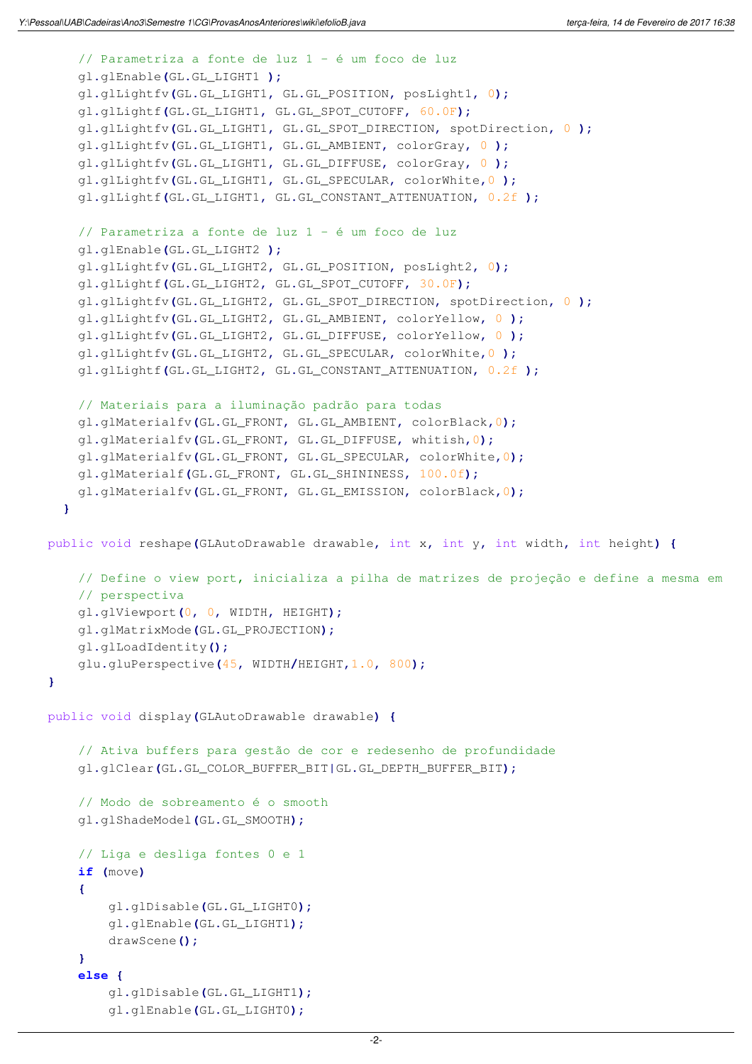```java
        // Parametriza a fonte de luz 1 - é um foco de luz
        gl.glEnable(GL.GL_LIGHT1 );
        gl.glLightfv(GL.GL_LIGHT1, GL.GL_POSITION, posLight1, 0);
        gl.glLightf(GL.GL_LIGHT1, GL.GL_SPOT_CUTOFF, 60.0F);
        gl.glLightfv(GL.GL_LIGHT1, GL.GL_SPOT_DIRECTION, spotDirection, 0 );
        gl.glLightfv(GL.GL_LIGHT1, GL.GL_AMBIENT, colorGray, 0 );
        gl.glLightfv(GL.GL_LIGHT1, GL.GL_DIFFUSE, colorGray, 0 );
        gl.glLightfv(GL.GL_LIGHT1, GL.GL_SPECULAR, colorWhite,0 );
        gl.glLightf(GL.GL_LIGHT1, GL.GL_CONSTANT_ATTENUATION, 0.2f );

        // Parametriza a fonte de luz 1 - é um foco de luz
        gl.glEnable(GL.GL_LIGHT2 );
        gl.glLightfv(GL.GL_LIGHT2, GL.GL_POSITION, posLight2, 0);
        gl.glLightf(GL.GL_LIGHT2, GL.GL_SPOT_CUTOFF, 30.0F);
        gl.glLightfv(GL.GL_LIGHT2, GL.GL_SPOT_DIRECTION, spotDirection, 0 );
        gl.glLightfv(GL.GL_LIGHT2, GL.GL_AMBIENT, colorYellow, 0 );
        gl.glLightfv(GL.GL_LIGHT2, GL.GL_DIFFUSE, colorYellow, 0 );
        gl.glLightfv(GL.GL_LIGHT2, GL.GL_SPECULAR, colorWhite,0 );
        gl.glLightf(GL.GL_LIGHT2, GL.GL_CONSTANT_ATTENUATION, 0.2f );

        // Materiais para a iluminação padrão para todas
        gl.glMaterialfv(GL.GL_FRONT, GL.GL_AMBIENT, colorBlack,0);
        gl.glMaterialfv(GL.GL_FRONT, GL.GL_DIFFUSE, whitish,0);
        gl.glMaterialfv(GL.GL_FRONT, GL.GL_SPECULAR, colorWhite,0);
        gl.glMaterialf(GL.GL_FRONT, GL.GL_SHININESS, 100.0f);
        gl.glMaterialfv(GL.GL_FRONT, GL.GL_EMISSION, colorBlack,0);
      }

    public void reshape(GLAutoDrawable drawable, int x, int y, int width, int height) {

        // Define o view port, inicializa a pilha de matrizes de projeção e define a mesma em
        // perspectiva
        gl.glViewport(0, 0, WIDTH, HEIGHT);
        gl.glMatrixMode(GL.GL_PROJECTION);
        gl.glLoadIdentity();
        glu.gluPerspective(45, WIDTH/HEIGHT,1.0, 800);
    }

    public void display(GLAutoDrawable drawable) {

        // Ativa buffers para gestão de cor e redesenho de profundidade
        gl.glClear(GL.GL_COLOR_BUFFER_BIT|GL.GL_DEPTH_BUFFER_BIT);

        // Modo de sobreamento é o smooth
        gl.glShadeModel(GL.GL_SMOOTH);

        // Liga e desliga fontes 0 e 1
        if (move)
        {
            gl.glDisable(GL.GL_LIGHT0);
            gl.glEnable(GL.GL_LIGHT1);
            drawScene();
        }
        else {
            gl.glDisable(GL.GL_LIGHT1);
            gl.glEnable(GL.GL_LIGHT0);
```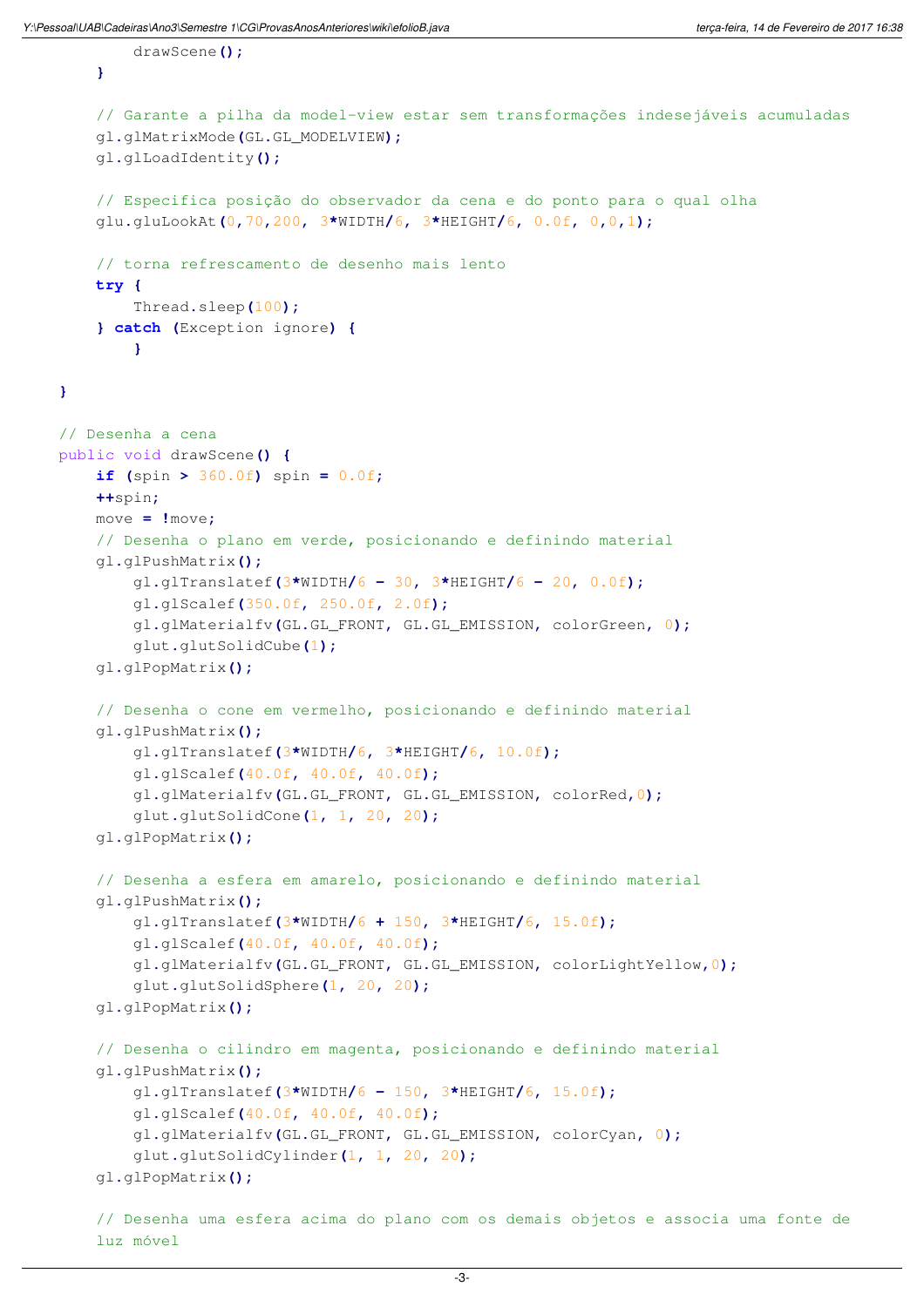```java
            drawScene();
        }

        // Garante a pilha da model-view estar sem transformações indesejáveis acumuladas
        gl.glMatrixMode(GL.GL_MODELVIEW);
        gl.glLoadIdentity();

        // Especifica posição do observador da cena e do ponto para o qual olha
        glu.gluLookAt(0,70,200, 3*WIDTH/6, 3*HEIGHT/6, 0.0f, 0,0,1);

        // torna refrescamento de desenho mais lento
        try {
            Thread.sleep(100);
        } catch (Exception ignore) {
            }

    }

    // Desenha a cena
    public void drawScene() {
        if (spin > 360.0f) spin = 0.0f;
        ++spin;
        move = !move;
        // Desenha o plano em verde, posicionando e definindo material
        gl.glPushMatrix();
            gl.glTranslatef(3*WIDTH/6 - 30, 3*HEIGHT/6 - 20, 0.0f);
            gl.glScalef(350.0f, 250.0f, 2.0f);
            gl.glMaterialfv(GL.GL_FRONT, GL.GL_EMISSION, colorGreen, 0);
            glut.glutSolidCube(1);
        gl.glPopMatrix();

        // Desenha o cone em vermelho, posicionando e definindo material
        gl.glPushMatrix();
            gl.glTranslatef(3*WIDTH/6, 3*HEIGHT/6, 10.0f);
            gl.glScalef(40.0f, 40.0f, 40.0f);
            gl.glMaterialfv(GL.GL_FRONT, GL.GL_EMISSION, colorRed,0);
            glut.glutSolidCone(1, 1, 20, 20);
        gl.glPopMatrix();

        // Desenha a esfera em amarelo, posicionando e definindo material
        gl.glPushMatrix();
            gl.glTranslatef(3*WIDTH/6 + 150, 3*HEIGHT/6, 15.0f);
            gl.glScalef(40.0f, 40.0f, 40.0f);
            gl.glMaterialfv(GL.GL_FRONT, GL.GL_EMISSION, colorLightYellow,0);
            glut.glutSolidSphere(1, 20, 20);
        gl.glPopMatrix();

        // Desenha o cilindro em magenta, posicionando e definindo material
        gl.glPushMatrix();
            gl.glTranslatef(3*WIDTH/6 - 150, 3*HEIGHT/6, 15.0f);
            gl.glScalef(40.0f, 40.0f, 40.0f);
            gl.glMaterialfv(GL.GL_FRONT, GL.GL_EMISSION, colorCyan, 0);
            glut.glutSolidCylinder(1, 1, 20, 20);
        gl.glPopMatrix();

        // Desenha uma esfera acima do plano com os demais objetos e associa uma fonte de
        luz móvel
```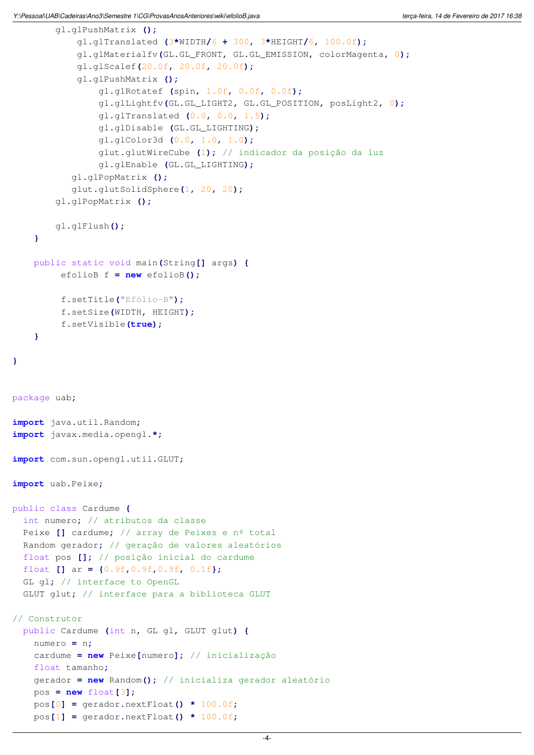```java
        gl.glPushMatrix ();
            gl.glTranslated (3*WIDTH/6 + 300, 3*HEIGHT/6, 100.0f);
            gl.glMaterialfv(GL.GL_FRONT, GL.GL_EMISSION, colorMagenta, 0);
            gl.glScalef(20.0f, 20.0f, 20.0f);
            gl.glPushMatrix ();
                gl.glRotatef (spin, 1.0f, 0.0f, 0.0f);
                gl.glLightfv(GL.GL_LIGHT2, GL.GL_POSITION, posLight2, 0);
                gl.glTranslated (0.0, 0.0, 1.5);
                gl.glDisable (GL.GL_LIGHTING);
                gl.glColor3d (0.0, 1.0, 1.0);
                glut.glutWireCube (1); // indicador da posição da luz
                gl.glEnable (GL.GL_LIGHTING);
           gl.glPopMatrix ();
           glut.glutSolidSphere(1, 20, 20);
        gl.glPopMatrix ();

        gl.glFlush();
    }

    public static void main(String[] args) {
         efolioB f = new efolioB();

         f.setTitle("Efólio-B");
         f.setSize(WIDTH, HEIGHT);
         f.setVisible(true);
    }

}


package uab;

import java.util.Random;
import javax.media.opengl.*;

import com.sun.opengl.util.GLUT;

import uab.Peixe;

public class Cardume {
  int numero; // atributos da classe
  Peixe [] cardume; // array de Peixes e nº total
  Random gerador; // geração de valores aleatórios
  float pos []; // posição inicial do cardume
  float [] ar = {0.9f,0.9f,0.9f, 0.1f};
  GL gl; // interface to OpenGL
  GLUT glut; // interface para a biblioteca GLUT

// Construtor
  public Cardume (int n, GL gl, GLUT glut) {
    numero = n;
    cardume = new Peixe[numero]; // inicialização
    float tamanho;
    gerador = new Random(); // inicializa gerador aleatório
    pos = new float[3];
    pos[0] = gerador.nextFloat() * 100.0f;
    pos[1] = gerador.nextFloat() * 100.0f;
```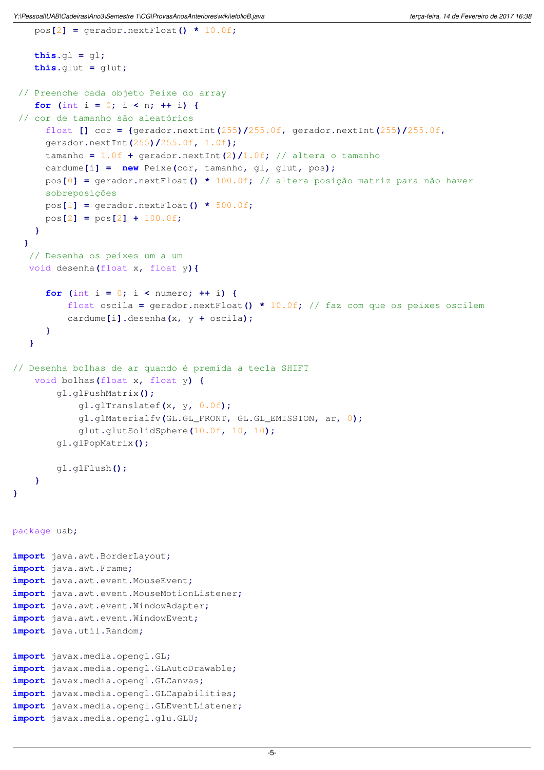```java
    pos[2] = gerador.nextFloat() * 10.0f;

    this.gl = gl;
    this.glut = glut;

 // Preenche cada objeto Peixe do array
    for (int i = 0; i < n; ++ i) {
 // cor de tamanho são aleatórios
      float [] cor = {gerador.nextInt(255)/255.0f, gerador.nextInt(255)/255.0f,
      gerador.nextInt(255)/255.0f, 1.0f};
      tamanho = 1.0f + gerador.nextInt(2)/1.0f; // altera o tamanho
      cardume[i] =  new Peixe(cor, tamanho, gl, glut, pos);
      pos[0] = gerador.nextFloat() * 100.0f; // altera posição matriz para não haver
      sobreposições
      pos[1] = gerador.nextFloat() * 500.0f;
      pos[2] = pos[2] + 100.0f;
    }
  }
   // Desenha os peixes um a um
   void desenha(float x, float y){

      for (int i = 0; i < numero; ++ i) {
          float oscila = gerador.nextFloat() * 10.0f; // faz com que os peixes oscilem
          cardume[i].desenha(x, y + oscila);
      }
   }

// Desenha bolhas de ar quando é premida a tecla SHIFT
    void bolhas(float x, float y) {
        gl.glPushMatrix();
            gl.glTranslatef(x, y, 0.0f);
            gl.glMaterialfv(GL.GL_FRONT, GL.GL_EMISSION, ar, 0);
            glut.glutSolidSphere(10.0f, 10, 10);
        gl.glPopMatrix();

        gl.glFlush();
    }
}


package uab;

import java.awt.BorderLayout;
import java.awt.Frame;
import java.awt.event.MouseEvent;
import java.awt.event.MouseMotionListener;
import java.awt.event.WindowAdapter;
import java.awt.event.WindowEvent;
import java.util.Random;

import javax.media.opengl.GL;
import javax.media.opengl.GLAutoDrawable;
import javax.media.opengl.GLCanvas;
import javax.media.opengl.GLCapabilities;
import javax.media.opengl.GLEventListener;
import javax.media.opengl.glu.GLU;
```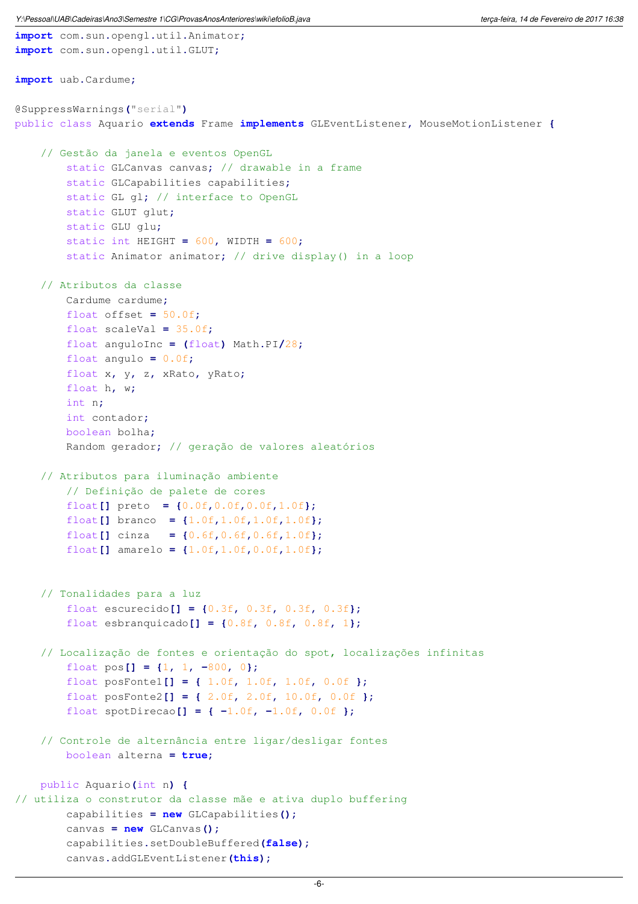```java
import com.sun.opengl.util.Animator;
import com.sun.opengl.util.GLUT;

import uab.Cardume;

@SuppressWarnings("serial")
public class Aquario extends Frame implements GLEventListener, MouseMotionListener {

    // Gestão da janela e eventos OpenGL
        static GLCanvas canvas; // drawable in a frame
        static GLCapabilities capabilities;
        static GL gl; // interface to OpenGL
        static GLUT glut;
        static GLU glu;
        static int HEIGHT = 600, WIDTH = 600;
        static Animator animator; // drive display() in a loop

    // Atributos da classe
        Cardume cardume;
        float offset = 50.0f;
        float scaleVal = 35.0f;
        float anguloInc = (float) Math.PI/28;
        float angulo = 0.0f;
        float x, y, z, xRato, yRato;
        float h, w;
        int n;
        int contador;
        boolean bolha;
        Random gerador; // geração de valores aleatórios

    // Atributos para iluminação ambiente
        // Definição de palete de cores
        float[] preto  = {0.0f,0.0f,0.0f,1.0f};
        float[] branco  = {1.0f,1.0f,1.0f,1.0f};
        float[] cinza   = {0.6f,0.6f,0.6f,1.0f};
        float[] amarelo = {1.0f,1.0f,0.0f,1.0f};


    // Tonalidades para a luz
        float escurecido[] = {0.3f, 0.3f, 0.3f, 0.3f};
        float esbranquicado[] = {0.8f, 0.8f, 0.8f, 1};

    // Localização de fontes e orientação do spot, localizações infinitas
        float pos[] = {1, 1, -800, 0};
        float posFonte1[] = { 1.0f, 1.0f, 1.0f, 0.0f };
        float posFonte2[] = { 2.0f, 2.0f, 10.0f, 0.0f };
        float spotDirecao[] = { -1.0f, -1.0f, 0.0f };

    // Controle de alternância entre ligar/desligar fontes
        boolean alterna = true;

    public Aquario(int n) {
// utiliza o construtor da classe mãe e ativa duplo buffering
        capabilities = new GLCapabilities();
        canvas = new GLCanvas();
        capabilities.setDoubleBuffered(false);
        canvas.addGLEventListener(this);
```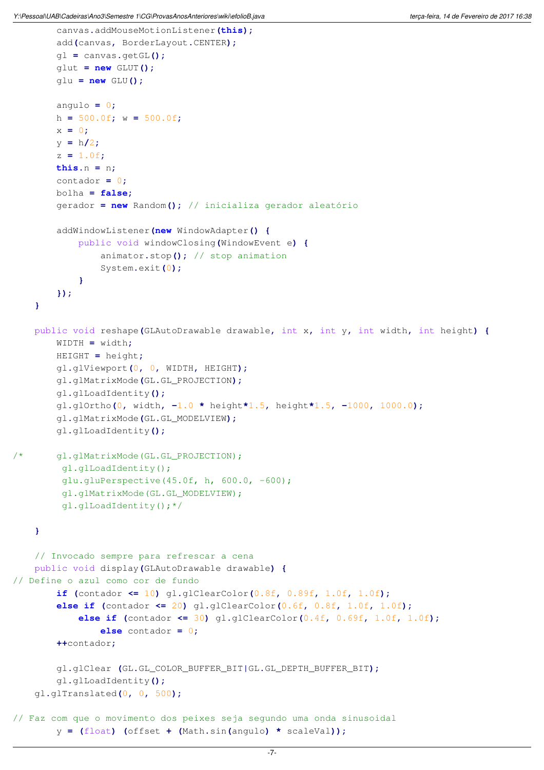```java
        canvas.addMouseMotionListener(this);
        add(canvas, BorderLayout.CENTER);
        gl = canvas.getGL();
        glut = new GLUT();
        glu = new GLU();

        angulo = 0;
        h = 500.0f; w = 500.0f;
        x = 0;
        y = h/2;
        z = 1.0f;
        this.n = n;
        contador = 0;
        bolha = false;
        gerador = new Random(); // inicializa gerador aleatório

        addWindowListener(new WindowAdapter() {
            public void windowClosing(WindowEvent e) {
                animator.stop(); // stop animation
                System.exit(0);
            }
        });
    }

    public void reshape(GLAutoDrawable drawable, int x, int y, int width, int height) {
        WIDTH = width;
        HEIGHT = height;
        gl.glViewport(0, 0, WIDTH, HEIGHT);
        gl.glMatrixMode(GL.GL_PROJECTION);
        gl.glLoadIdentity();
        gl.glOrtho(0, width, -1.0 * height*1.5, height*1.5, -1000, 1000.0);
        gl.glMatrixMode(GL.GL_MODELVIEW);
        gl.glLoadIdentity();

/*      gl.glMatrixMode(GL.GL_PROJECTION);
         gl.glLoadIdentity();
         glu.gluPerspective(45.0f, h, 600.0, -600);
         gl.glMatrixMode(GL.GL_MODELVIEW);
         gl.glLoadIdentity();*/

    }

    // Invocado sempre para refrescar a cena
    public void display(GLAutoDrawable drawable) {
// Define o azul como cor de fundo
        if (contador <= 10) gl.glClearColor(0.8f, 0.89f, 1.0f, 1.0f);
        else if (contador <= 20) gl.glClearColor(0.6f, 0.8f, 1.0f, 1.0f);
            else if (contador <= 30) gl.glClearColor(0.4f, 0.69f, 1.0f, 1.0f);
                else contador = 0;
        ++contador;

        gl.glClear (GL.GL_COLOR_BUFFER_BIT|GL.GL_DEPTH_BUFFER_BIT);
        gl.glLoadIdentity();
    gl.glTranslated(0, 0, 500);

// Faz com que o movimento dos peixes seja segundo uma onda sinusoidal
        y = (float) (offset + (Math.sin(angulo) * scaleVal));
```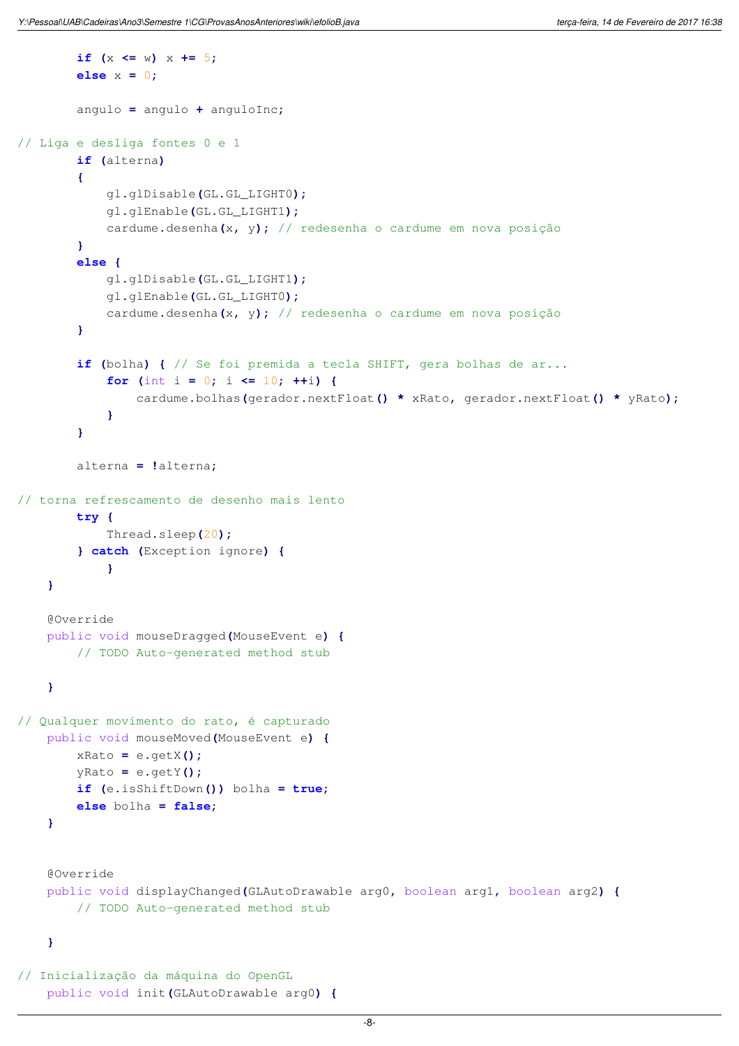```java
        if (x <= w) x += 5;
        else x = 0;

        angulo = angulo + anguloInc;

// Liga e desliga fontes 0 e 1
        if (alterna)
        {
            gl.glDisable(GL.GL_LIGHT0);
            gl.glEnable(GL.GL_LIGHT1);
            cardume.desenha(x, y); // redesenha o cardume em nova posição
        }
        else {
            gl.glDisable(GL.GL_LIGHT1);
            gl.glEnable(GL.GL_LIGHT0);
            cardume.desenha(x, y); // redesenha o cardume em nova posição
        }

        if (bolha) { // Se foi premida a tecla SHIFT, gera bolhas de ar...
            for (int i = 0; i <= 10; ++i) {
                cardume.bolhas(gerador.nextFloat() * xRato, gerador.nextFloat() * yRato);
            }
        }

        alterna = !alterna;

// torna refrescamento de desenho mais lento
        try {
            Thread.sleep(20);
        } catch (Exception ignore) {
            }
    }

    @Override
    public void mouseDragged(MouseEvent e) {
        // TODO Auto-generated method stub

    }

// Qualquer movimento do rato, é capturado
    public void mouseMoved(MouseEvent e) {
        xRato = e.getX();
        yRato = e.getY();
        if (e.isShiftDown()) bolha = true;
        else bolha = false;
    }


    @Override
    public void displayChanged(GLAutoDrawable arg0, boolean arg1, boolean arg2) {
        // TODO Auto-generated method stub

    }

// Inicialização da máquina do OpenGL
    public void init(GLAutoDrawable arg0) {
```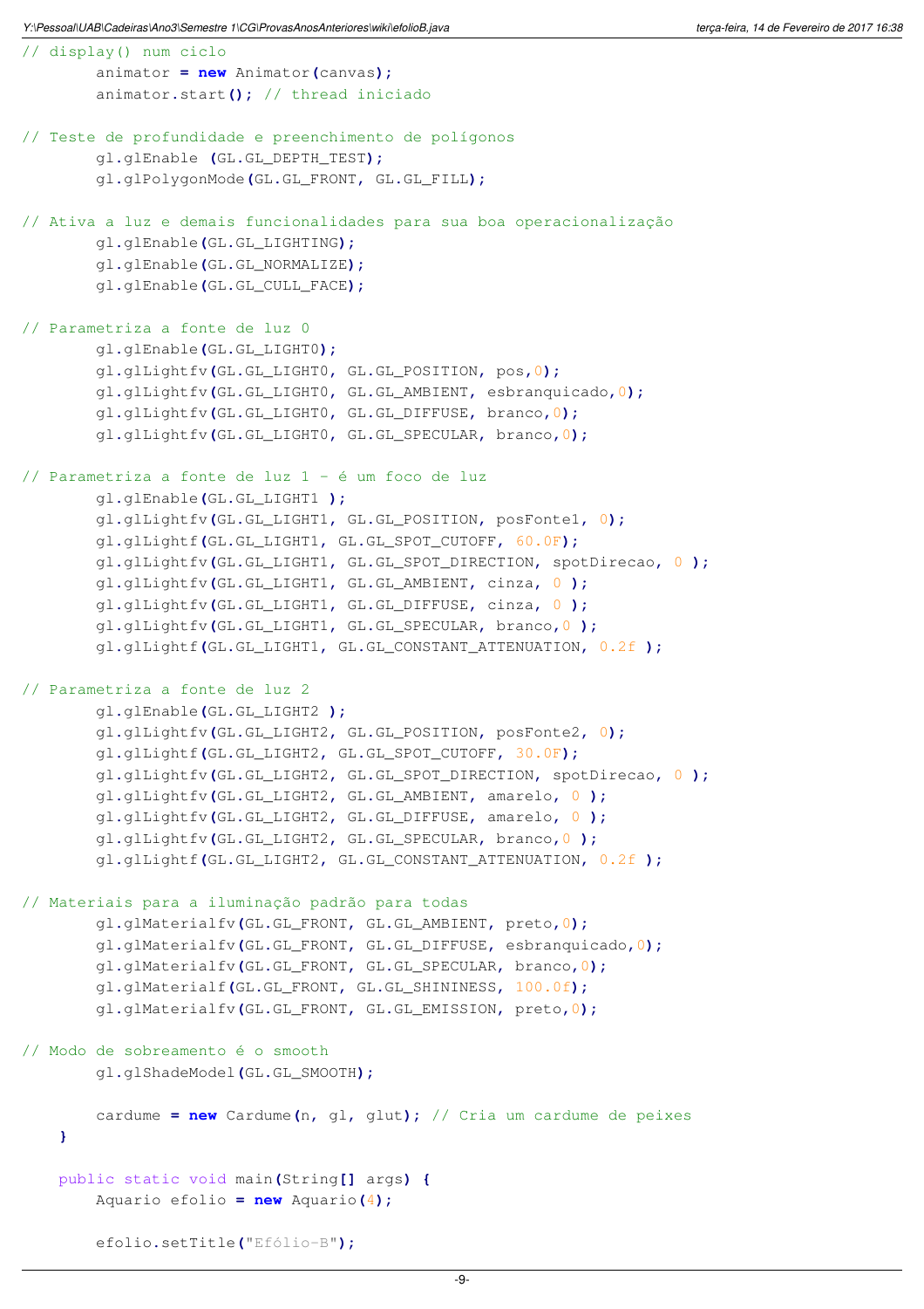```java
// display() num ciclo
        animator = new Animator(canvas);
        animator.start(); // thread iniciado

// Teste de profundidade e preenchimento de polígonos
        gl.glEnable (GL.GL_DEPTH_TEST);
        gl.glPolygonMode(GL.GL_FRONT, GL.GL_FILL);

// Ativa a luz e demais funcionalidades para sua boa operacionalização
        gl.glEnable(GL.GL_LIGHTING);
        gl.glEnable(GL.GL_NORMALIZE);
        gl.glEnable(GL.GL_CULL_FACE);

// Parametriza a fonte de luz 0
        gl.glEnable(GL.GL_LIGHT0);
        gl.glLightfv(GL.GL_LIGHT0, GL.GL_POSITION, pos,0);
        gl.glLightfv(GL.GL_LIGHT0, GL.GL_AMBIENT, esbranquicado,0);
        gl.glLightfv(GL.GL_LIGHT0, GL.GL_DIFFUSE, branco,0);
        gl.glLightfv(GL.GL_LIGHT0, GL.GL_SPECULAR, branco,0);

// Parametriza a fonte de luz 1 - é um foco de luz
        gl.glEnable(GL.GL_LIGHT1 );
        gl.glLightfv(GL.GL_LIGHT1, GL.GL_POSITION, posFonte1, 0);
        gl.glLightf(GL.GL_LIGHT1, GL.GL_SPOT_CUTOFF, 60.0F);
        gl.glLightfv(GL.GL_LIGHT1, GL.GL_SPOT_DIRECTION, spotDirecao, 0 );
        gl.glLightfv(GL.GL_LIGHT1, GL.GL_AMBIENT, cinza, 0 );
        gl.glLightfv(GL.GL_LIGHT1, GL.GL_DIFFUSE, cinza, 0 );
        gl.glLightfv(GL.GL_LIGHT1, GL.GL_SPECULAR, branco,0 );
        gl.glLightf(GL.GL_LIGHT1, GL.GL_CONSTANT_ATTENUATION, 0.2f );

// Parametriza a fonte de luz 2
        gl.glEnable(GL.GL_LIGHT2 );
        gl.glLightfv(GL.GL_LIGHT2, GL.GL_POSITION, posFonte2, 0);
        gl.glLightf(GL.GL_LIGHT2, GL.GL_SPOT_CUTOFF, 30.0F);
        gl.glLightfv(GL.GL_LIGHT2, GL.GL_SPOT_DIRECTION, spotDirecao, 0 );
        gl.glLightfv(GL.GL_LIGHT2, GL.GL_AMBIENT, amarelo, 0 );
        gl.glLightfv(GL.GL_LIGHT2, GL.GL_DIFFUSE, amarelo, 0 );
        gl.glLightfv(GL.GL_LIGHT2, GL.GL_SPECULAR, branco,0 );
        gl.glLightf(GL.GL_LIGHT2, GL.GL_CONSTANT_ATTENUATION, 0.2f );

// Materiais para a iluminação padrão para todas
        gl.glMaterialfv(GL.GL_FRONT, GL.GL_AMBIENT, preto,0);
        gl.glMaterialfv(GL.GL_FRONT, GL.GL_DIFFUSE, esbranquicado,0);
        gl.glMaterialfv(GL.GL_FRONT, GL.GL_SPECULAR, branco,0);
        gl.glMaterialf(GL.GL_FRONT, GL.GL_SHININESS, 100.0f);
        gl.glMaterialfv(GL.GL_FRONT, GL.GL_EMISSION, preto,0);

// Modo de sobreamento é o smooth
        gl.glShadeModel(GL.GL_SMOOTH);

        cardume = new Cardume(n, gl, glut); // Cria um cardume de peixes
    }

    public static void main(String[] args) {
        Aquario efolio = new Aquario(4);

        efolio.setTitle("Efólio-B");
```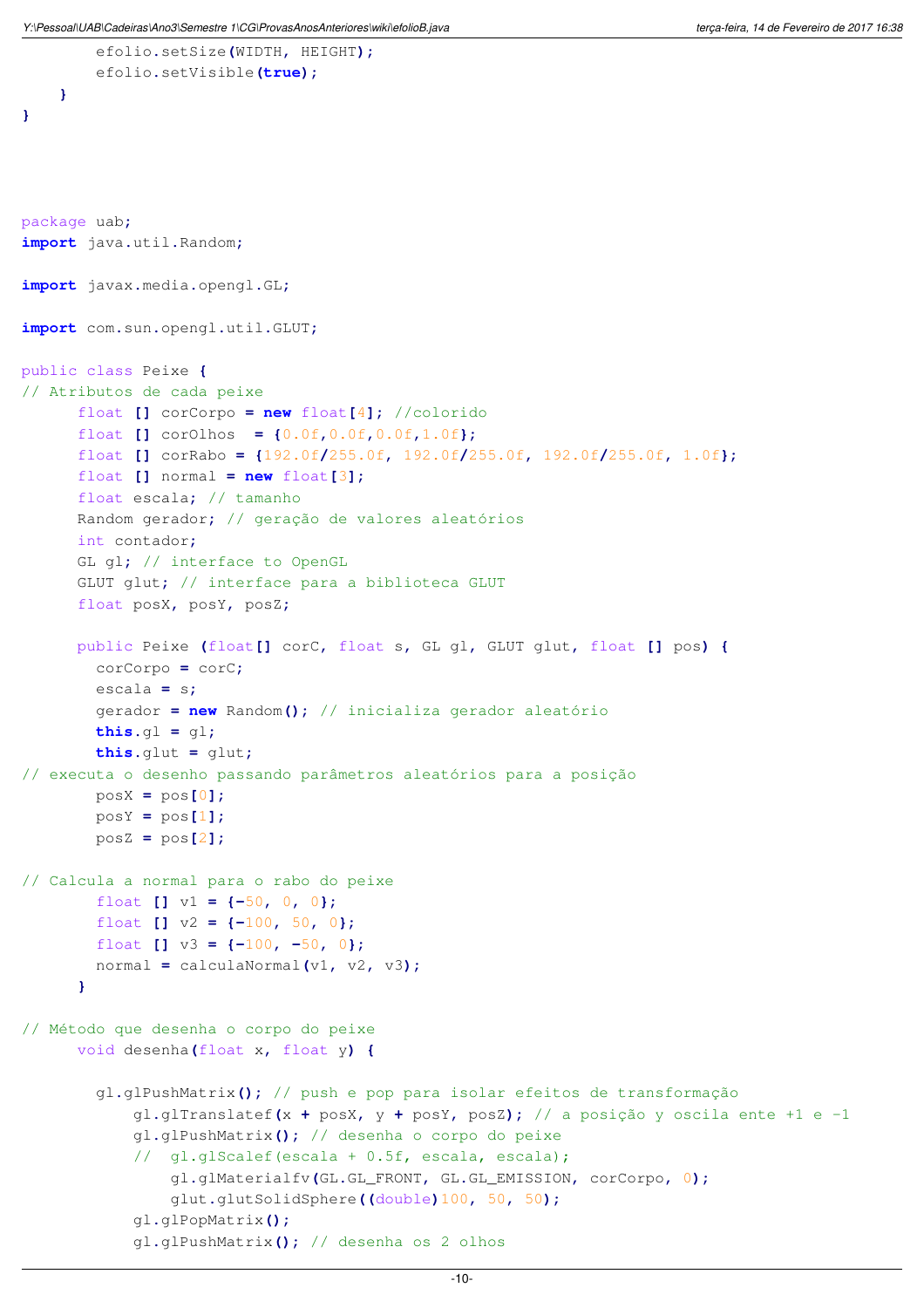```java
        efolio.setSize(WIDTH, HEIGHT);
        efolio.setVisible(true);
    }
}
```

```java
package uab;
import java.util.Random;

import javax.media.opengl.GL;

import com.sun.opengl.util.GLUT;

public class Peixe {
// Atributos de cada peixe
      float [] corCorpo = new float[4]; //colorido
      float [] corOlhos  = {0.0f,0.0f,0.0f,1.0f};
      float [] corRabo = {192.0f/255.0f, 192.0f/255.0f, 192.0f/255.0f, 1.0f};
      float [] normal = new float[3];
      float escala; // tamanho
      Random gerador; // geração de valores aleatórios
      int contador;
      GL gl; // interface to OpenGL
      GLUT glut; // interface para a biblioteca GLUT
      float posX, posY, posZ;

      public Peixe (float[] corC, float s, GL gl, GLUT glut, float [] pos) {
        corCorpo = corC;
        escala = s;
        gerador = new Random(); // inicializa gerador aleatório
        this.gl = gl;
        this.glut = glut;
// executa o desenho passando parâmetros aleatórios para a posição
        posX = pos[0];
        posY = pos[1];
        posZ = pos[2];

// Calcula a normal para o rabo do peixe
        float [] v1 = {-50, 0, 0};
        float [] v2 = {-100, 50, 0};
        float [] v3 = {-100, -50, 0};
        normal = calculaNormal(v1, v2, v3);
      }

// Método que desenha o corpo do peixe
      void desenha(float x, float y) {

        gl.glPushMatrix(); // push e pop para isolar efeitos de transformação
            gl.glTranslatef(x + posX, y + posY, posZ); // a posição y oscila ente +1 e -1
            gl.glPushMatrix(); // desenha o corpo do peixe
            //  gl.glScalef(escala + 0.5f, escala, escala);
                gl.glMaterialfv(GL.GL_FRONT, GL.GL_EMISSION, corCorpo, 0);
                glut.glutSolidSphere((double)100, 50, 50);
            gl.glPopMatrix();
            gl.glPushMatrix(); // desenha os 2 olhos
```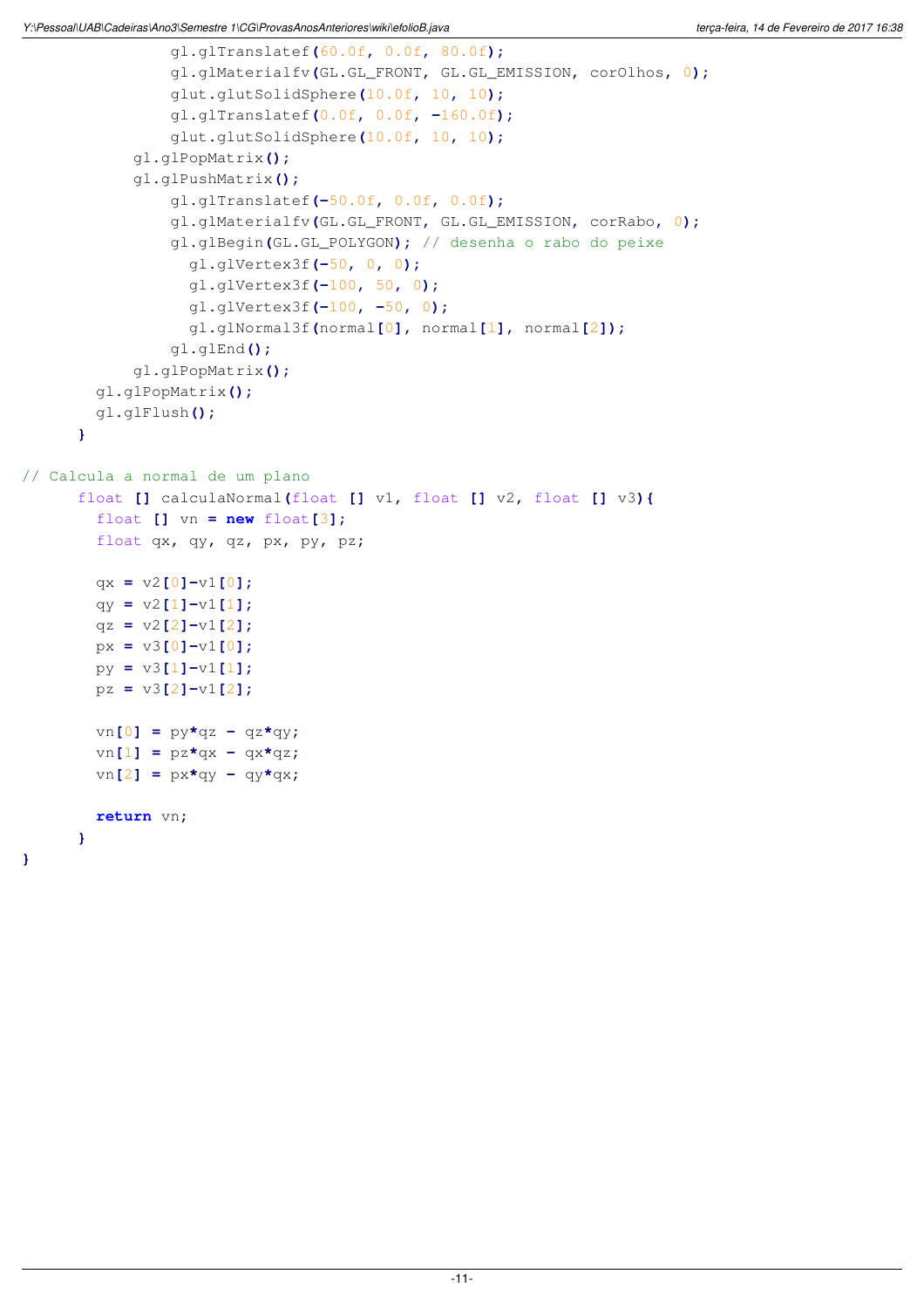```java
            gl.glTranslatef(60.0f, 0.0f, 80.0f);
            gl.glMaterialfv(GL.GL_FRONT, GL.GL_EMISSION, corOlhos, 0);
            glut.glutSolidSphere(10.0f, 10, 10);
            gl.glTranslatef(0.0f, 0.0f, -160.0f);
            glut.glutSolidSphere(10.0f, 10, 10);
        gl.glPopMatrix();
        gl.glPushMatrix();
            gl.glTranslatef(-50.0f, 0.0f, 0.0f);
            gl.glMaterialfv(GL.GL_FRONT, GL.GL_EMISSION, corRabo, 0);
            gl.glBegin(GL.GL_POLYGON); // desenha o rabo do peixe
              gl.glVertex3f(-50, 0, 0);
              gl.glVertex3f(-100, 50, 0);
              gl.glVertex3f(-100, -50, 0);
              gl.glNormal3f(normal[0], normal[1], normal[2]);
            gl.glEnd();
        gl.glPopMatrix();
      gl.glPopMatrix();
      gl.glFlush();
    }

// Calcula a normal de um plano
    float [] calculaNormal(float [] v1, float [] v2, float [] v3){
      float [] vn = new float[3];
      float qx, qy, qz, px, py, pz;

      qx = v2[0]-v1[0];
      qy = v2[1]-v1[1];
      qz = v2[2]-v1[2];
      px = v3[0]-v1[0];
      py = v3[1]-v1[1];
      pz = v3[2]-v1[2];

      vn[0] = py*qz - qz*qy;
      vn[1] = pz*qx - qx*qz;
      vn[2] = px*qy - qy*qx;

      return vn;
    }
}
```